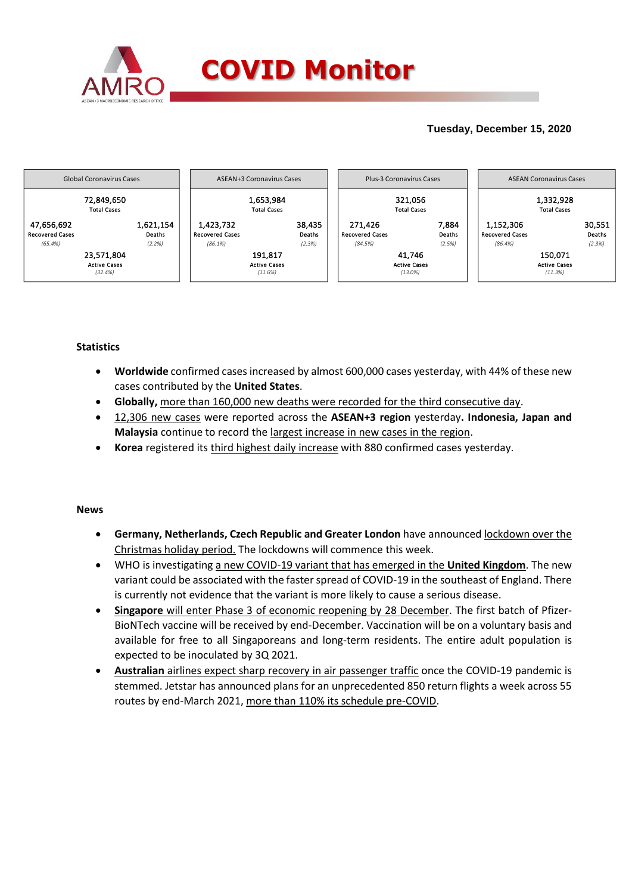# COVID Monitor

**Tuesday, December 15, 2020**

| Global Coronavirus Cases | | |
|---|---|---|
| | 72,849,650<br>Total Cases | |
| 47,656,692<br>Recovered Cases<br>*(65.4%)* | | 1,621,154<br>Deaths<br>*(2.2%)* |
| | 23,571,804<br>Active Cases<br>*(32.4%)* | |

| ASEAN+3 Coronavirus Cases | | |
|---|---|---|
| | 1,653,984<br>Total Cases | |
| 1,423,732<br>Recovered Cases<br>*(86.1%)* | | 38,435<br>Deaths<br>*(2.3%)* |
| | 191,817<br>Active Cases<br>*(11.6%)* | |

| Plus-3 Coronavirus Cases | | |
|---|---|---|
| | 321,056<br>Total Cases | |
| 271,426<br>Recovered Cases<br>*(84.5%)* | | 7,884<br>Deaths<br>*(2.5%)* |
| | 41,746<br>Active Cases<br>*(13.0%)* | |

| ASEAN Coronavirus Cases | | |
|---|---|---|
| | 1,332,928<br>Total Cases | |
| 1,152,306<br>Recovered Cases<br>*(86.4%)* | | 30,551<br>Deaths<br>*(2.3%)* |
| | 150,071<br>Active Cases<br>*(11.3%)* | |

## Statistics

- **Worldwide** confirmed cases increased by almost 600,000 cases yesterday, with 44% of these new cases contributed by the **United States**.
- **Globally,** more than 160,000 new deaths were recorded for the third consecutive day.
- 12,306 new cases were reported across the **ASEAN+3 region** yesterday**. Indonesia, Japan and Malaysia** continue to record the largest increase in new cases in the region.
- **Korea** registered its third highest daily increase with 880 confirmed cases yesterday.

## News

- **Germany, Netherlands, Czech Republic and Greater London** have announced lockdown over the Christmas holiday period. The lockdowns will commence this week.
- WHO is investigating a new COVID-19 variant that has emerged in the **United Kingdom**. The new variant could be associated with the faster spread of COVID-19 in the southeast of England. There is currently not evidence that the variant is more likely to cause a serious disease.
- **Singapore** will enter Phase 3 of economic reopening by 28 December. The first batch of Pfizer-BioNTech vaccine will be received by end-December. Vaccination will be on a voluntary basis and available for free to all Singaporeans and long-term residents. The entire adult population is expected to be inoculated by 3Q 2021.
- **Australian** airlines expect sharp recovery in air passenger traffic once the COVID-19 pandemic is stemmed. Jetstar has announced plans for an unprecedented 850 return flights a week across 55 routes by end-March 2021, more than 110% its schedule pre-COVID.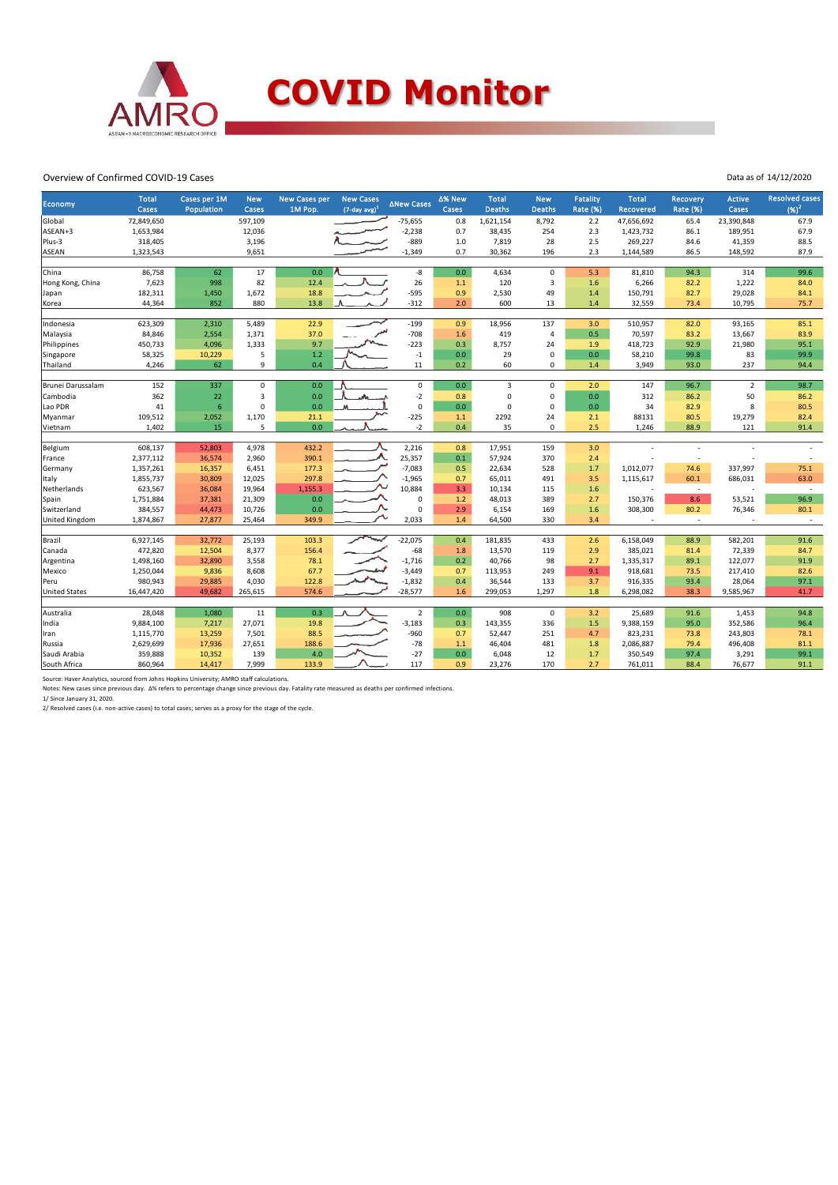# COVID Monitor

Overview of Confirmed COVID-19 Cases

Data as of 14/12/2020

| Economy | Total Cases | Cases per 1M Population | New Cases | New Cases per 1M Pop. | New Cases (7-day avg)[1] | ΔNew Cases | Δ% New Cases | Total Deaths | New Deaths | Fatality Rate (%) | Total Recovered | Recovery Rate (%) | Active Cases | Resolved cases (%)[2] |
|---|---|---|---|---|---|---|---|---|---|---|---|---|---|---|
| Global | 72,849,650 | | 597,109 | | | -75,655 | 0.8 | 1,621,154 | 8,792 | 2.2 | 47,656,692 | 65.4 | 23,390,848 | 67.9 |
| ASEAN+3 | 1,653,984 | | 12,036 | | | -2,238 | 0.7 | 38,435 | 254 | 2.3 | 1,423,732 | 86.1 | 189,951 | 67.9 |
| Plus-3 | 318,405 | | 3,196 | | | -889 | 1.0 | 7,819 | 28 | 2.5 | 269,227 | 84.6 | 41,359 | 88.5 |
| ASEAN | 1,323,543 | | 9,651 | | | -1,349 | 0.7 | 30,362 | 196 | 2.3 | 1,144,589 | 86.5 | 148,592 | 87.9 |
| | | | | | | | | | | | | | | |
| China | 86,758 | 62 | 17 | 0.0 | | -8 | 0.0 | 4,634 | 0 | 5.3 | 81,810 | 94.3 | 314 | 99.6 |
| Hong Kong, China | 7,623 | 998 | 82 | 12.4 | | 26 | 1.1 | 120 | 3 | 1.6 | 6,266 | 82.2 | 1,222 | 84.0 |
| Japan | 182,311 | 1,450 | 1,672 | 18.8 | | -595 | 0.9 | 2,530 | 49 | 1.4 | 150,791 | 82.7 | 29,028 | 84.1 |
| Korea | 44,364 | 852 | 880 | 13.8 | | -312 | 2.0 | 600 | 13 | 1.4 | 32,559 | 73.4 | 10,795 | 75.7 |
| | | | | | | | | | | | | | | |
| Indonesia | 623,309 | 2,310 | 5,489 | 22.9 | | -199 | 0.9 | 18,956 | 137 | 3.0 | 510,957 | 82.0 | 93,165 | 85.1 |
| Malaysia | 84,846 | 2,554 | 1,371 | 37.0 | | -708 | 1.6 | 419 | 4 | 0.5 | 70,597 | 83.2 | 13,667 | 83.9 |
| Philippines | 450,733 | 4,096 | 1,333 | 9.7 | | -223 | 0.3 | 8,757 | 24 | 1.9 | 418,723 | 92.9 | 21,980 | 95.1 |
| Singapore | 58,325 | 10,229 | 5 | 1.2 | | -1 | 0.0 | 29 | 0 | 0.0 | 58,210 | 99.8 | 83 | 99.9 |
| Thailand | 4,246 | 62 | 9 | 0.4 | | 11 | 0.2 | 60 | 0 | 1.4 | 3,949 | 93.0 | 237 | 94.4 |
| | | | | | | | | | | | | | | |
| Brunei Darussalam | 152 | 337 | 0 | 0.0 | | 0 | 0.0 | 3 | 0 | 2.0 | 147 | 96.7 | 2 | 98.7 |
| Cambodia | 362 | 22 | 3 | 0.0 | | -2 | 0.8 | 0 | 0 | 0.0 | 312 | 86.2 | 50 | 86.2 |
| Lao PDR | 41 | 6 | 0 | 0.0 | | 0 | 0.0 | 0 | 0 | 0.0 | 34 | 82.9 | 8 | 80.5 |
| Myanmar | 109,512 | 2,052 | 1,170 | 21.1 | | -225 | 1.1 | 2292 | 24 | 2.1 | 88131 | 80.5 | 19,279 | 82.4 |
| Vietnam | 1,402 | 15 | 5 | 0.0 | | -2 | 0.4 | 35 | 0 | 2.5 | 1,246 | 88.9 | 121 | 91.4 |
| | | | | | | | | | | | | | | |
| Belgium | 608,137 | 52,803 | 4,978 | 432.2 | | 2,216 | 0.8 | 17,951 | 159 | 3.0 | - | - | - | - |
| France | 2,377,112 | 36,574 | 2,960 | 390.1 | | 25,357 | 0.1 | 57,924 | 370 | 2.4 | - | - | - | - |
| Germany | 1,357,261 | 16,357 | 6,451 | 177.3 | | -7,083 | 0.5 | 22,634 | 528 | 1.7 | 1,012,077 | 74.6 | 337,997 | 75.1 |
| Italy | 1,855,737 | 30,809 | 12,025 | 297.8 | | -1,965 | 0.7 | 65,011 | 491 | 3.5 | 1,115,617 | 60.1 | 686,031 | 63.0 |
| Netherlands | 623,567 | 36,084 | 19,964 | 1,155.3 | | 10,884 | 3.3 | 10,134 | 115 | 1.6 | - | - | - | - |
| Spain | 1,751,884 | 37,381 | 21,309 | 0.0 | | 0 | 1.2 | 48,013 | 389 | 2.7 | 150,376 | 8.6 | 53,521 | 96.9 |
| Switzerland | 384,557 | 44,473 | 10,726 | 0.0 | | 0 | 2.9 | 6,154 | 169 | 1.6 | 308,300 | 80.2 | 76,346 | 80.1 |
| United Kingdom | 1,874,867 | 27,877 | 25,464 | 349.9 | | 2,033 | 1.4 | 64,500 | 330 | 3.4 | - | - | - | - |
| | | | | | | | | | | | | | | |
| Brazil | 6,927,145 | 32,772 | 25,193 | 103.3 | | -22,075 | 0.4 | 181,835 | 433 | 2.6 | 6,158,049 | 88.9 | 582,201 | 91.6 |
| Canada | 472,820 | 12,504 | 8,377 | 156.4 | | -68 | 1.8 | 13,570 | 119 | 2.9 | 385,021 | 81.4 | 72,339 | 84.7 |
| Argentina | 1,498,160 | 32,890 | 3,558 | 78.1 | | -1,716 | 0.2 | 40,766 | 98 | 2.7 | 1,335,317 | 89.1 | 122,077 | 91.9 |
| Mexico | 1,250,044 | 9,836 | 8,608 | 67.7 | | -3,449 | 0.7 | 113,953 | 249 | 9.1 | 918,681 | 73.5 | 217,410 | 82.6 |
| Peru | 980,943 | 29,885 | 4,030 | 122.8 | | -1,832 | 0.4 | 36,544 | 133 | 3.7 | 916,335 | 93.4 | 28,064 | 97.1 |
| United States | 16,447,420 | 49,682 | 265,615 | 574.6 | | -28,577 | 1.6 | 299,053 | 1,297 | 1.8 | 6,298,082 | 38.3 | 9,585,967 | 41.7 |
| | | | | | | | | | | | | | | |
| Australia | 28,048 | 1,080 | 11 | 0.3 | | 2 | 0.0 | 908 | 0 | 3.2 | 25,689 | 91.6 | 1,453 | 94.8 |
| India | 9,884,100 | 7,217 | 27,071 | 19.8 | | -3,183 | 0.3 | 143,355 | 336 | 1.5 | 9,388,159 | 95.0 | 352,586 | 96.4 |
| Iran | 1,115,770 | 13,259 | 7,501 | 88.5 | | -960 | 0.7 | 52,447 | 251 | 4.7 | 823,231 | 73.8 | 243,803 | 78.1 |
| Russia | 2,629,699 | 17,936 | 27,651 | 188.6 | | -78 | 1.1 | 46,404 | 481 | 1.8 | 2,086,887 | 79.4 | 496,408 | 81.1 |
| Saudi Arabia | 359,888 | 10,352 | 139 | 4.0 | | -27 | 0.0 | 6,048 | 12 | 1.7 | 350,549 | 97.4 | 3,291 | 99.1 |
| South Africa | 860,964 | 14,417 | 7,999 | 133.9 | | 117 | 0.9 | 23,276 | 170 | 2.7 | 761,011 | 88.4 | 76,677 | 91.1 |

Source: Haver Analytics, sourced from Johns Hopkins University; AMRO staff calculations.

Notes: New cases since previous day. Δ% refers to percentage change since previous day. Fatality rate measured as deaths per confirmed infections.

1/ Since January 31, 2020.

2/ Resolved cases (i.e. non-active cases) to total cases; serves as a proxy for the stage of the cycle.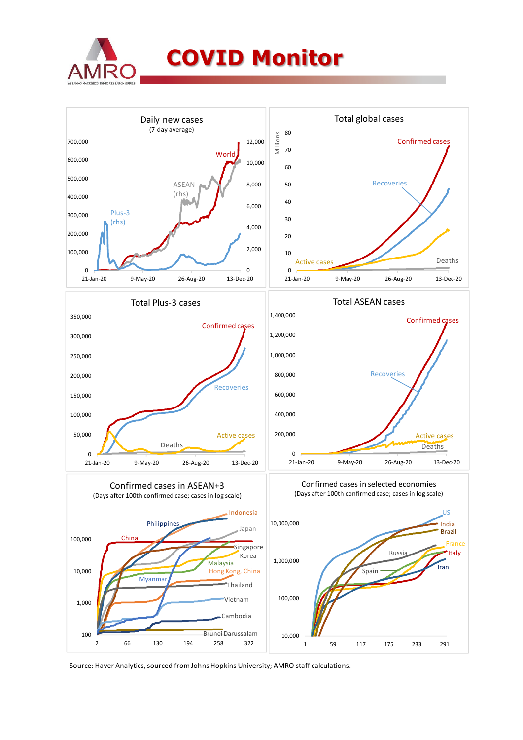# COVID Monitor

## Daily new cases
(7-day average)

700,000
600,000
500,000
400,000
300,000
200,000
100,000
0

12,000
10,000
8,000
6,000
4,000
2,000
0

World
ASEAN (rhs)
Plus-3 (rhs)

21-Jan-20 9-May-20 26-Aug-20 13-Dec-20

## Total global cases

Millions

80
70
60
50
40
30
20
10
0

Confirmed cases
Recoveries
Active cases
Deaths

21-Jan-20 9-May-20 26-Aug-20 13-Dec-20

## Total Plus-3 cases

350,000
300,000
250,000
200,000
150,000
100,000
50,000
0

Confirmed cases
Recoveries
Active cases
Deaths

21-Jan-20 9-May-20 26-Aug-20 13-Dec-20

## Total ASEAN cases

1,400,000
1,200,000
1,000,000
800,000
600,000
400,000
200,000
0

Confirmed cases
Recoveries
Active cases
Deaths

21-Jan-20 9-May-20 26-Aug-20 13-Dec-20

## Confirmed cases in ASEAN+3
(Days after 100th confirmed case; cases in log scale)

100,000
10,000
1,000
100

Indonesia
Philippines
Japan
China
Singapore
Korea
Malaysia
Hong Kong, China
Myanmar
Thailand
Vietnam
Cambodia
Brunei Darussalam

2 66 130 194 258 322

## Confirmed cases in selected economies
(Days after 100th confirmed case; cases in log scale)

10,000,000
1,000,000
100,000
10,000

US
India
Brazil
France
Italy
Russia
Spain
Iran

1 59 117 175 233 291

Source: Haver Analytics, sourced from Johns Hopkins University; AMRO staff calculations.